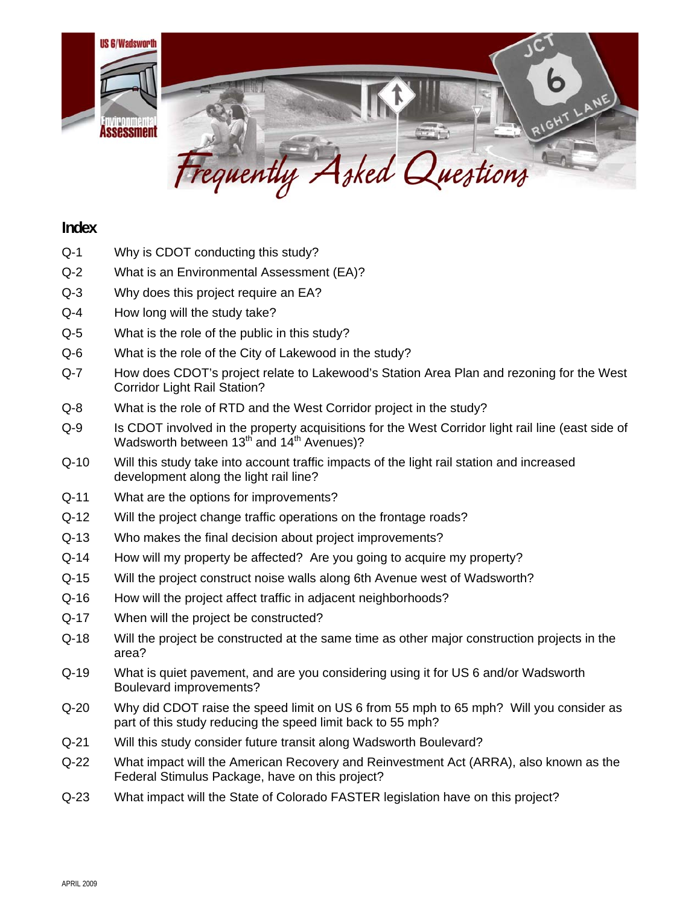US 6/Wadsworth Environmental Assessment

# Frequently Asked Questions

## Index

- Q-1 Why is CDOT conducting this study?
- Q-2 What is an Environmental Assessment (EA)?
- Q-3 Why does this project require an EA?
- Q-4 How long will the study take?
- Q-5 What is the role of the public in this study?
- Q-6 What is the role of the City of Lakewood in the study?
- Q-7 How does CDOT's project relate to Lakewood's Station Area Plan and rezoning for the West Corridor Light Rail Station?
- Q-8 What is the role of RTD and the West Corridor project in the study?
- Q-9 Is CDOT involved in the property acquisitions for the West Corridor light rail line (east side of Wadsworth between 13th and 14th Avenues)?
- Q-10 Will this study take into account traffic impacts of the light rail station and increased development along the light rail line?
- Q-11 What are the options for improvements?
- Q-12 Will the project change traffic operations on the frontage roads?
- Q-13 Who makes the final decision about project improvements?
- Q-14 How will my property be affected? Are you going to acquire my property?
- Q-15 Will the project construct noise walls along 6th Avenue west of Wadsworth?
- Q-16 How will the project affect traffic in adjacent neighborhoods?
- Q-17 When will the project be constructed?
- Q-18 Will the project be constructed at the same time as other major construction projects in the area?
- Q-19 What is quiet pavement, and are you considering using it for US 6 and/or Wadsworth Boulevard improvements?
- Q-20 Why did CDOT raise the speed limit on US 6 from 55 mph to 65 mph? Will you consider as part of this study reducing the speed limit back to 55 mph?
- Q-21 Will this study consider future transit along Wadsworth Boulevard?
- Q-22 What impact will the American Recovery and Reinvestment Act (ARRA), also known as the Federal Stimulus Package, have on this project?
- Q-23 What impact will the State of Colorado FASTER legislation have on this project?

APRIL 2009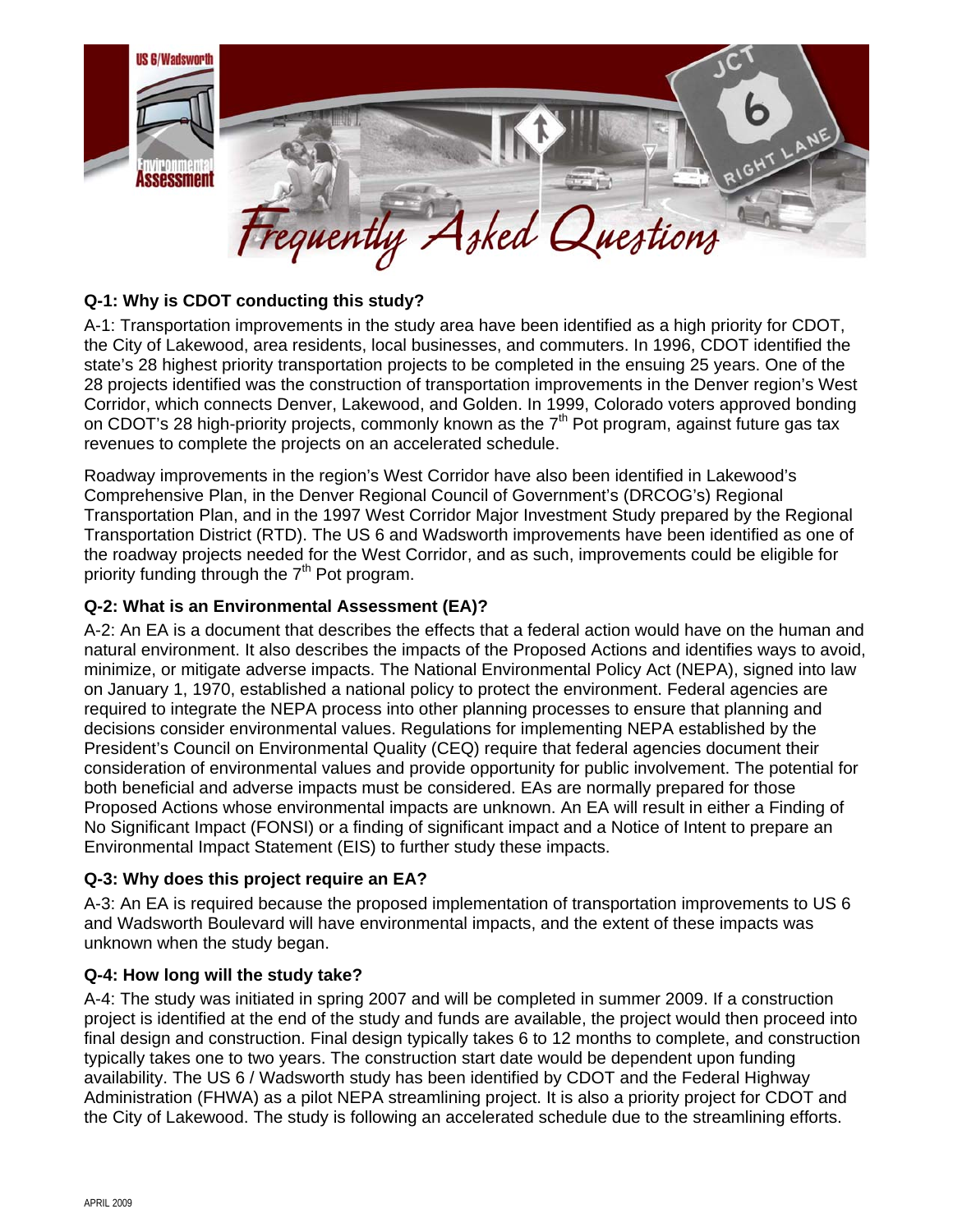# Frequently Asked Questions

**Q-1: Why is CDOT conducting this study?**

A-1: Transportation improvements in the study area have been identified as a high priority for CDOT, the City of Lakewood, area residents, local businesses, and commuters. In 1996, CDOT identified the state's 28 highest priority transportation projects to be completed in the ensuing 25 years. One of the 28 projects identified was the construction of transportation improvements in the Denver region's West Corridor, which connects Denver, Lakewood, and Golden. In 1999, Colorado voters approved bonding on CDOT's 28 high-priority projects, commonly known as the 7th Pot program, against future gas tax revenues to complete the projects on an accelerated schedule.

Roadway improvements in the region's West Corridor have also been identified in Lakewood's Comprehensive Plan, in the Denver Regional Council of Government's (DRCOG's) Regional Transportation Plan, and in the 1997 West Corridor Major Investment Study prepared by the Regional Transportation District (RTD). The US 6 and Wadsworth improvements have been identified as one of the roadway projects needed for the West Corridor, and as such, improvements could be eligible for priority funding through the 7th Pot program.

**Q-2: What is an Environmental Assessment (EA)?**

A-2: An EA is a document that describes the effects that a federal action would have on the human and natural environment. It also describes the impacts of the Proposed Actions and identifies ways to avoid, minimize, or mitigate adverse impacts. The National Environmental Policy Act (NEPA), signed into law on January 1, 1970, established a national policy to protect the environment. Federal agencies are required to integrate the NEPA process into other planning processes to ensure that planning and decisions consider environmental values. Regulations for implementing NEPA established by the President's Council on Environmental Quality (CEQ) require that federal agencies document their consideration of environmental values and provide opportunity for public involvement. The potential for both beneficial and adverse impacts must be considered. EAs are normally prepared for those Proposed Actions whose environmental impacts are unknown. An EA will result in either a Finding of No Significant Impact (FONSI) or a finding of significant impact and a Notice of Intent to prepare an Environmental Impact Statement (EIS) to further study these impacts.

**Q-3: Why does this project require an EA?**

A-3: An EA is required because the proposed implementation of transportation improvements to US 6 and Wadsworth Boulevard will have environmental impacts, and the extent of these impacts was unknown when the study began.

**Q-4: How long will the study take?**

A-4: The study was initiated in spring 2007 and will be completed in summer 2009. If a construction project is identified at the end of the study and funds are available, the project would then proceed into final design and construction. Final design typically takes 6 to 12 months to complete, and construction typically takes one to two years. The construction start date would be dependent upon funding availability. The US 6 / Wadsworth study has been identified by CDOT and the Federal Highway Administration (FHWA) as a pilot NEPA streamlining project. It is also a priority project for CDOT and the City of Lakewood. The study is following an accelerated schedule due to the streamlining efforts.

APRIL 2009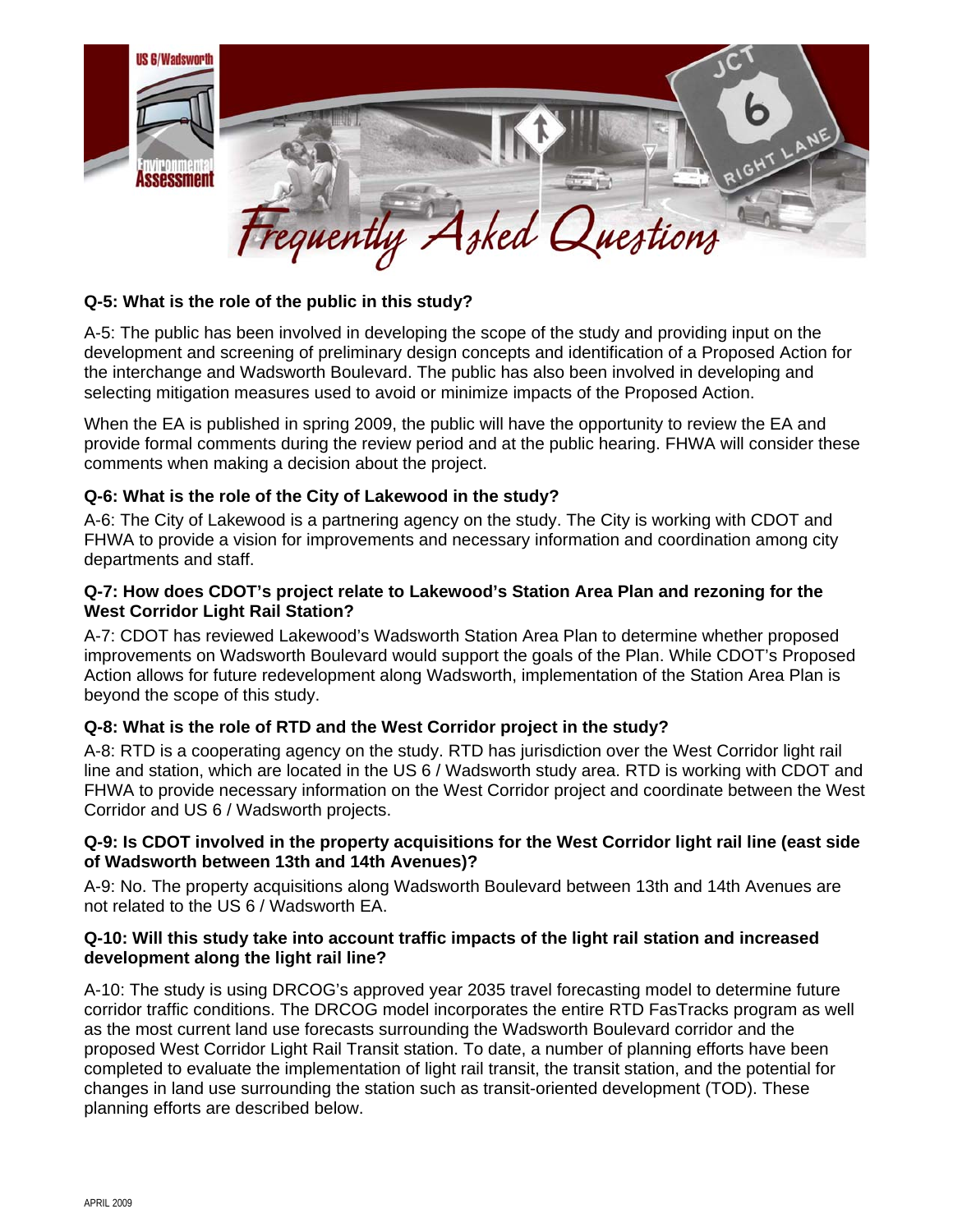**Q-5: What is the role of the public in this study?**

A-5: The public has been involved in developing the scope of the study and providing input on the development and screening of preliminary design concepts and identification of a Proposed Action for the interchange and Wadsworth Boulevard. The public has also been involved in developing and selecting mitigation measures used to avoid or minimize impacts of the Proposed Action.

When the EA is published in spring 2009, the public will have the opportunity to review the EA and provide formal comments during the review period and at the public hearing. FHWA will consider these comments when making a decision about the project.

**Q-6: What is the role of the City of Lakewood in the study?**

A-6: The City of Lakewood is a partnering agency on the study. The City is working with CDOT and FHWA to provide a vision for improvements and necessary information and coordination among city departments and staff.

**Q-7: How does CDOT's project relate to Lakewood's Station Area Plan and rezoning for the West Corridor Light Rail Station?**

A-7: CDOT has reviewed Lakewood's Wadsworth Station Area Plan to determine whether proposed improvements on Wadsworth Boulevard would support the goals of the Plan. While CDOT's Proposed Action allows for future redevelopment along Wadsworth, implementation of the Station Area Plan is beyond the scope of this study.

**Q-8: What is the role of RTD and the West Corridor project in the study?**

A-8: RTD is a cooperating agency on the study. RTD has jurisdiction over the West Corridor light rail line and station, which are located in the US 6 / Wadsworth study area. RTD is working with CDOT and FHWA to provide necessary information on the West Corridor project and coordinate between the West Corridor and US 6 / Wadsworth projects.

**Q-9: Is CDOT involved in the property acquisitions for the West Corridor light rail line (east side of Wadsworth between 13th and 14th Avenues)?**

A-9: No. The property acquisitions along Wadsworth Boulevard between 13th and 14th Avenues are not related to the US 6 / Wadsworth EA.

**Q-10: Will this study take into account traffic impacts of the light rail station and increased development along the light rail line?**

A-10: The study is using DRCOG's approved year 2035 travel forecasting model to determine future corridor traffic conditions. The DRCOG model incorporates the entire RTD FasTracks program as well as the most current land use forecasts surrounding the Wadsworth Boulevard corridor and the proposed West Corridor Light Rail Transit station. To date, a number of planning efforts have been completed to evaluate the implementation of light rail transit, the transit station, and the potential for changes in land use surrounding the station such as transit-oriented development (TOD). These planning efforts are described below.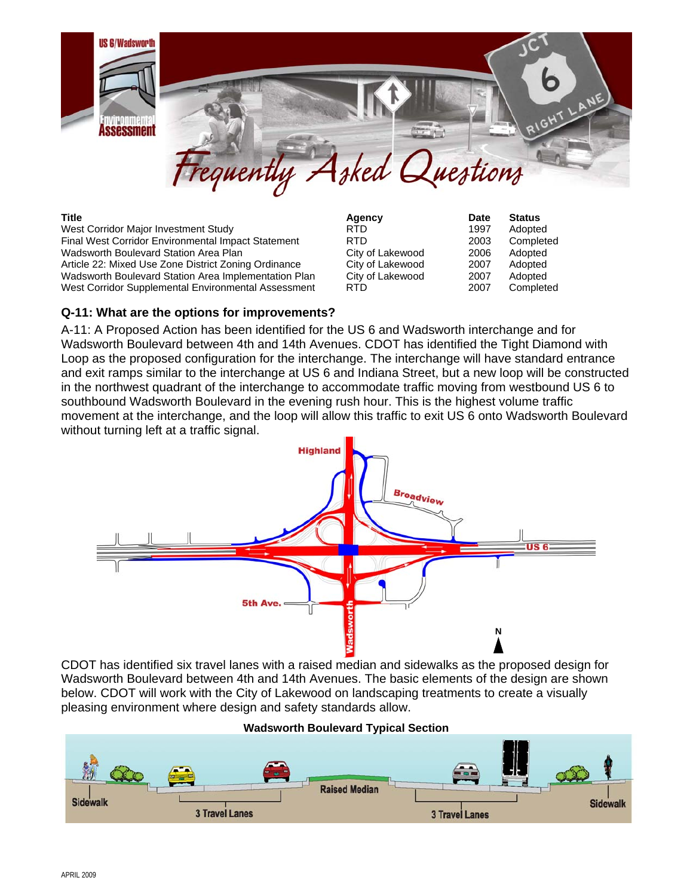# Frequently Asked Questions

| Title | Agency | Date | Status |
| --- | --- | --- | --- |
| West Corridor Major Investment Study | RTD | 1997 | Adopted |
| Final West Corridor Environmental Impact Statement | RTD | 2003 | Completed |
| Wadsworth Boulevard Station Area Plan | City of Lakewood | 2006 | Adopted |
| Article 22: Mixed Use Zone District Zoning Ordinance | City of Lakewood | 2007 | Adopted |
| Wadsworth Boulevard Station Area Implementation Plan | City of Lakewood | 2007 | Adopted |
| West Corridor Supplemental Environmental Assessment | RTD | 2007 | Completed |

### Q-11: What are the options for improvements?

A-11: A Proposed Action has been identified for the US 6 and Wadsworth interchange and for Wadsworth Boulevard between 4th and 14th Avenues. CDOT has identified the Tight Diamond with Loop as the proposed configuration for the interchange. The interchange will have standard entrance and exit ramps similar to the interchange at US 6 and Indiana Street, but a new loop will be constructed in the northwest quadrant of the interchange to accommodate traffic moving from westbound US 6 to southbound Wadsworth Boulevard in the evening rush hour. This is the highest volume traffic movement at the interchange, and the loop will allow this traffic to exit US 6 onto Wadsworth Boulevard without turning left at a traffic signal.

CDOT has identified six travel lanes with a raised median and sidewalks as the proposed design for Wadsworth Boulevard between 4th and 14th Avenues. The basic elements of the design are shown below. CDOT will work with the City of Lakewood on landscaping treatments to create a visually pleasing environment where design and safety standards allow.

**Wadsworth Boulevard Typical Section**

APRIL 2009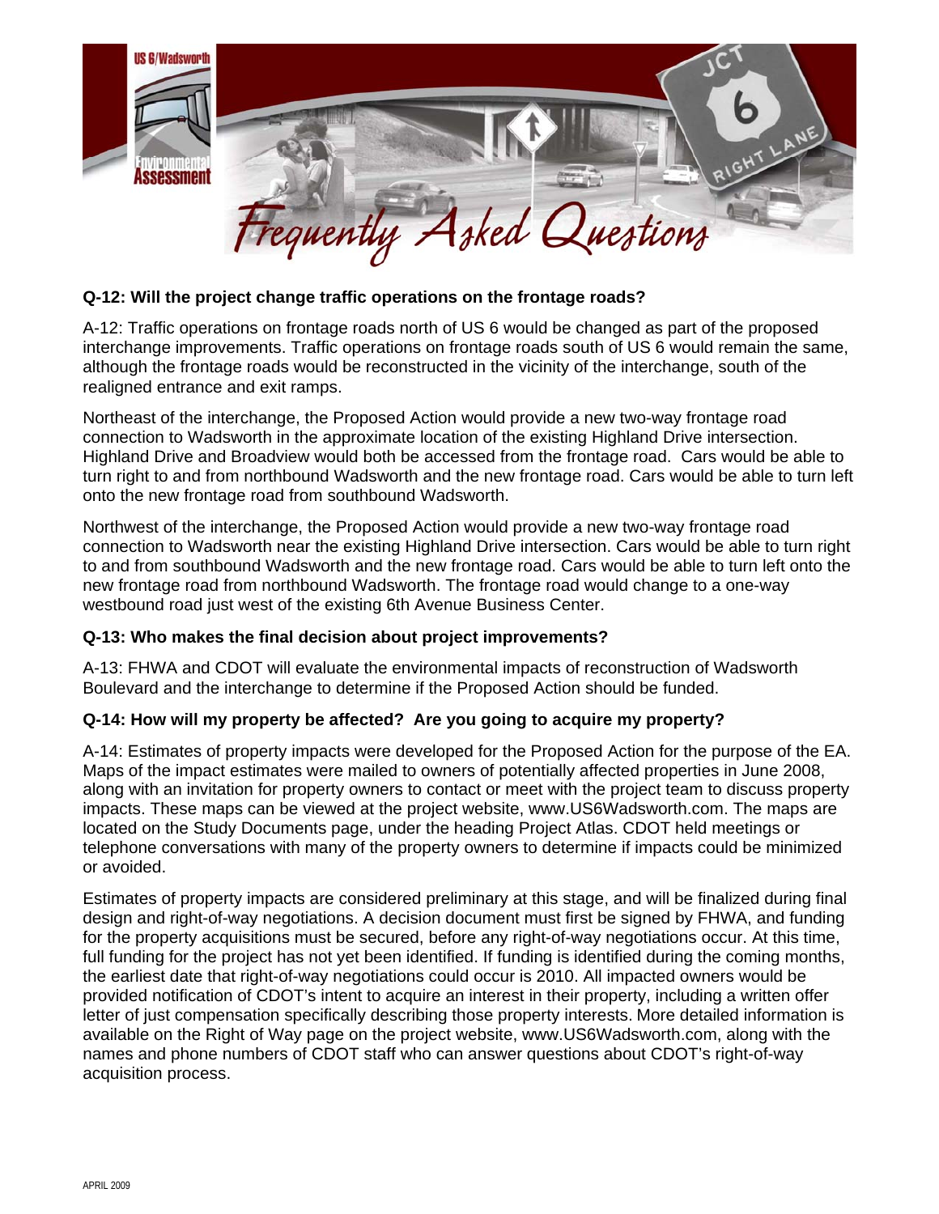**Q-12: Will the project change traffic operations on the frontage roads?**

A-12: Traffic operations on frontage roads north of US 6 would be changed as part of the proposed interchange improvements. Traffic operations on frontage roads south of US 6 would remain the same, although the frontage roads would be reconstructed in the vicinity of the interchange, south of the realigned entrance and exit ramps.

Northeast of the interchange, the Proposed Action would provide a new two-way frontage road connection to Wadsworth in the approximate location of the existing Highland Drive intersection. Highland Drive and Broadview would both be accessed from the frontage road. Cars would be able to turn right to and from northbound Wadsworth and the new frontage road. Cars would be able to turn left onto the new frontage road from southbound Wadsworth.

Northwest of the interchange, the Proposed Action would provide a new two-way frontage road connection to Wadsworth near the existing Highland Drive intersection. Cars would be able to turn right to and from southbound Wadsworth and the new frontage road. Cars would be able to turn left onto the new frontage road from northbound Wadsworth. The frontage road would change to a one-way westbound road just west of the existing 6th Avenue Business Center.

**Q-13: Who makes the final decision about project improvements?**

A-13: FHWA and CDOT will evaluate the environmental impacts of reconstruction of Wadsworth Boulevard and the interchange to determine if the Proposed Action should be funded.

**Q-14: How will my property be affected? Are you going to acquire my property?**

A-14: Estimates of property impacts were developed for the Proposed Action for the purpose of the EA. Maps of the impact estimates were mailed to owners of potentially affected properties in June 2008, along with an invitation for property owners to contact or meet with the project team to discuss property impacts. These maps can be viewed at the project website, www.US6Wadsworth.com. The maps are located on the Study Documents page, under the heading Project Atlas. CDOT held meetings or telephone conversations with many of the property owners to determine if impacts could be minimized or avoided.

Estimates of property impacts are considered preliminary at this stage, and will be finalized during final design and right-of-way negotiations. A decision document must first be signed by FHWA, and funding for the property acquisitions must be secured, before any right-of-way negotiations occur. At this time, full funding for the project has not yet been identified. If funding is identified during the coming months, the earliest date that right-of-way negotiations could occur is 2010. All impacted owners would be provided notification of CDOT's intent to acquire an interest in their property, including a written offer letter of just compensation specifically describing those property interests. More detailed information is available on the Right of Way page on the project website, www.US6Wadsworth.com, along with the names and phone numbers of CDOT staff who can answer questions about CDOT's right-of-way acquisition process.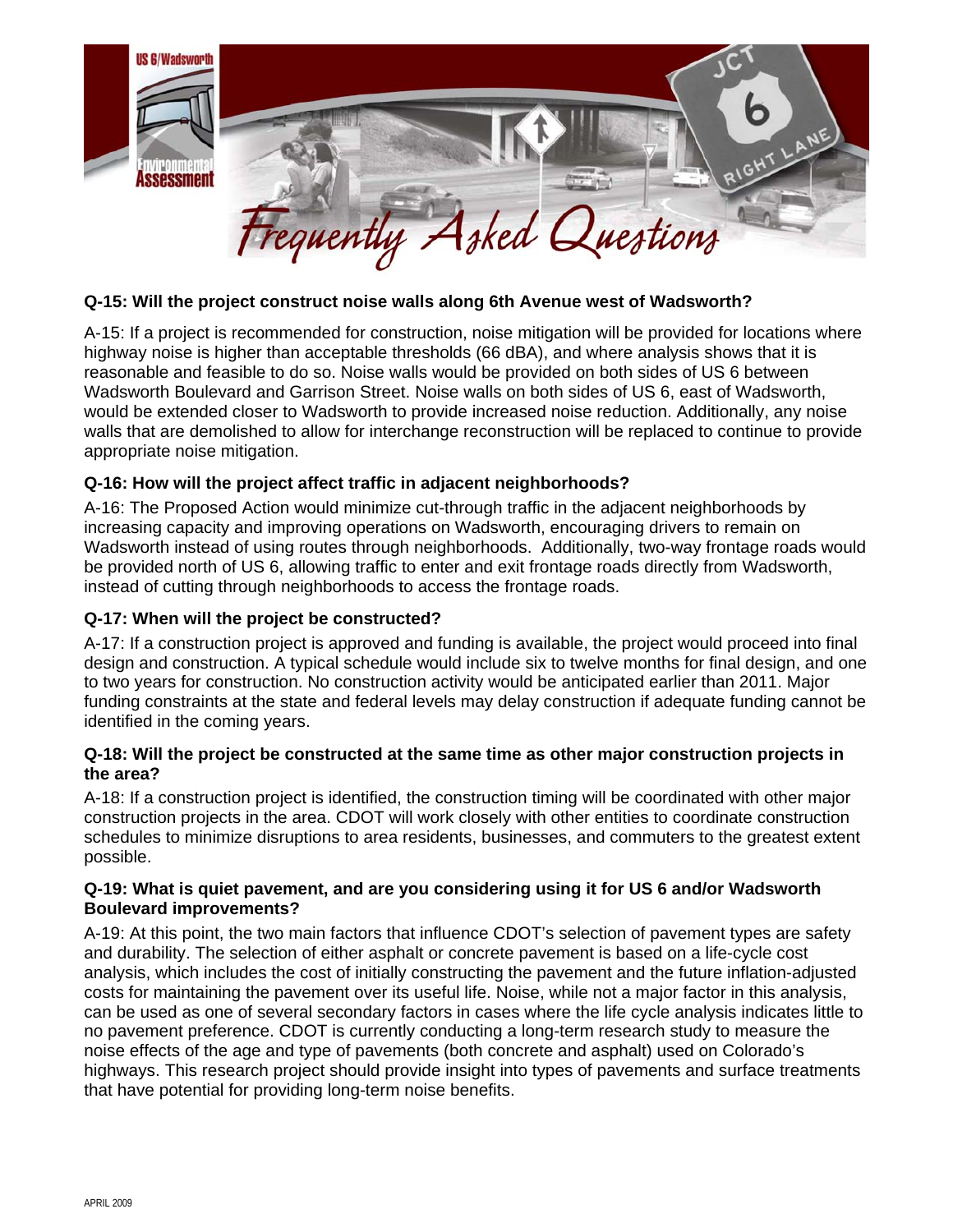**Q-15: Will the project construct noise walls along 6th Avenue west of Wadsworth?**

A-15: If a project is recommended for construction, noise mitigation will be provided for locations where highway noise is higher than acceptable thresholds (66 dBA), and where analysis shows that it is reasonable and feasible to do so. Noise walls would be provided on both sides of US 6 between Wadsworth Boulevard and Garrison Street. Noise walls on both sides of US 6, east of Wadsworth, would be extended closer to Wadsworth to provide increased noise reduction. Additionally, any noise walls that are demolished to allow for interchange reconstruction will be replaced to continue to provide appropriate noise mitigation.

**Q-16: How will the project affect traffic in adjacent neighborhoods?**

A-16: The Proposed Action would minimize cut-through traffic in the adjacent neighborhoods by increasing capacity and improving operations on Wadsworth, encouraging drivers to remain on Wadsworth instead of using routes through neighborhoods. Additionally, two-way frontage roads would be provided north of US 6, allowing traffic to enter and exit frontage roads directly from Wadsworth, instead of cutting through neighborhoods to access the frontage roads.

**Q-17: When will the project be constructed?**

A-17: If a construction project is approved and funding is available, the project would proceed into final design and construction. A typical schedule would include six to twelve months for final design, and one to two years for construction. No construction activity would be anticipated earlier than 2011. Major funding constraints at the state and federal levels may delay construction if adequate funding cannot be identified in the coming years.

**Q-18: Will the project be constructed at the same time as other major construction projects in the area?**

A-18: If a construction project is identified, the construction timing will be coordinated with other major construction projects in the area. CDOT will work closely with other entities to coordinate construction schedules to minimize disruptions to area residents, businesses, and commuters to the greatest extent possible.

**Q-19: What is quiet pavement, and are you considering using it for US 6 and/or Wadsworth Boulevard improvements?**

A-19: At this point, the two main factors that influence CDOT's selection of pavement types are safety and durability. The selection of either asphalt or concrete pavement is based on a life-cycle cost analysis, which includes the cost of initially constructing the pavement and the future inflation-adjusted costs for maintaining the pavement over its useful life. Noise, while not a major factor in this analysis, can be used as one of several secondary factors in cases where the life cycle analysis indicates little to no pavement preference. CDOT is currently conducting a long-term research study to measure the noise effects of the age and type of pavements (both concrete and asphalt) used on Colorado's highways. This research project should provide insight into types of pavements and surface treatments that have potential for providing long-term noise benefits.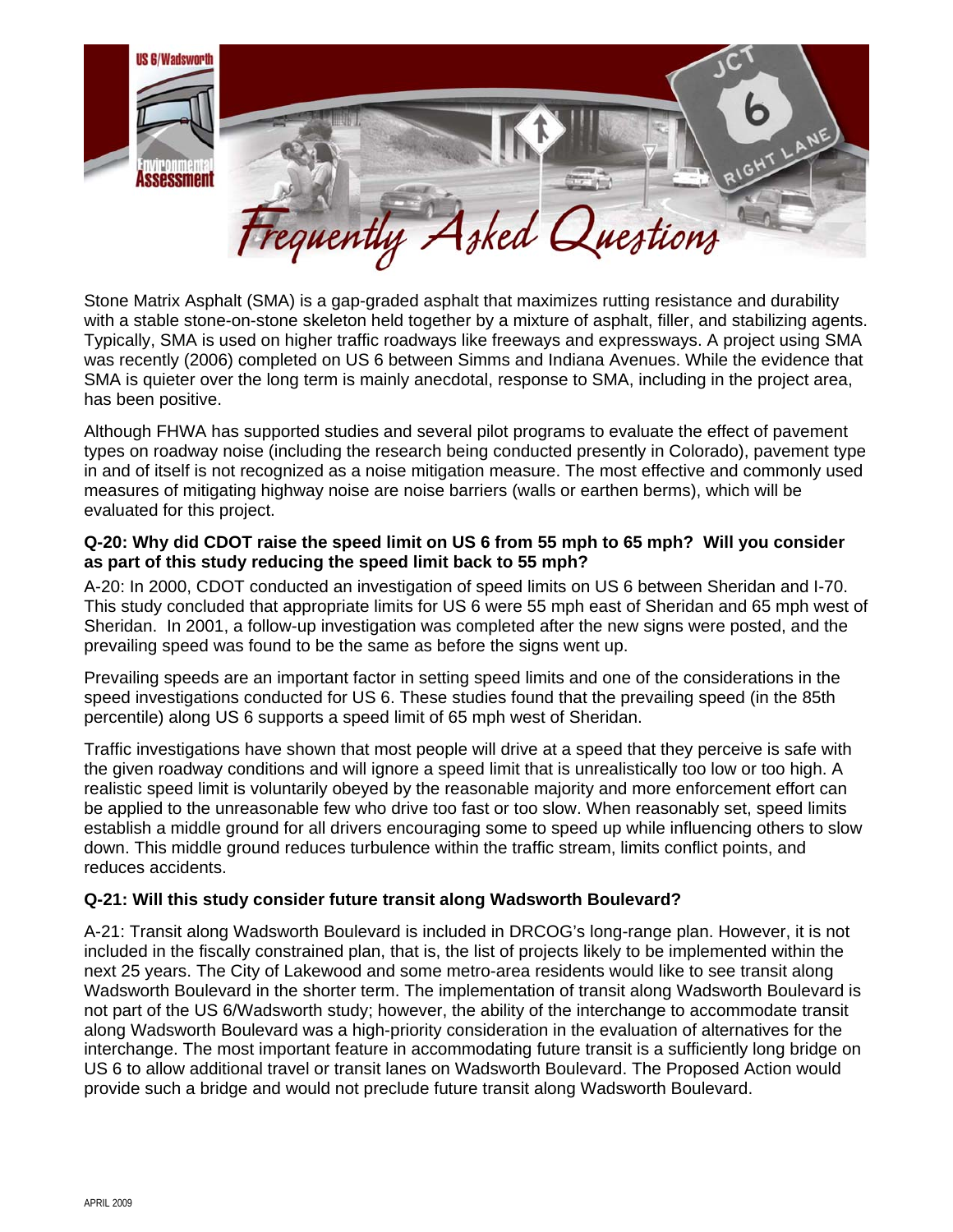Stone Matrix Asphalt (SMA) is a gap-graded asphalt that maximizes rutting resistance and durability with a stable stone-on-stone skeleton held together by a mixture of asphalt, filler, and stabilizing agents. Typically, SMA is used on higher traffic roadways like freeways and expressways. A project using SMA was recently (2006) completed on US 6 between Simms and Indiana Avenues. While the evidence that SMA is quieter over the long term is mainly anecdotal, response to SMA, including in the project area, has been positive.

Although FHWA has supported studies and several pilot programs to evaluate the effect of pavement types on roadway noise (including the research being conducted presently in Colorado), pavement type in and of itself is not recognized as a noise mitigation measure. The most effective and commonly used measures of mitigating highway noise are noise barriers (walls or earthen berms), which will be evaluated for this project.

**Q-20: Why did CDOT raise the speed limit on US 6 from 55 mph to 65 mph? Will you consider as part of this study reducing the speed limit back to 55 mph?**

A-20: In 2000, CDOT conducted an investigation of speed limits on US 6 between Sheridan and I-70. This study concluded that appropriate limits for US 6 were 55 mph east of Sheridan and 65 mph west of Sheridan. In 2001, a follow-up investigation was completed after the new signs were posted, and the prevailing speed was found to be the same as before the signs went up.

Prevailing speeds are an important factor in setting speed limits and one of the considerations in the speed investigations conducted for US 6. These studies found that the prevailing speed (in the 85th percentile) along US 6 supports a speed limit of 65 mph west of Sheridan.

Traffic investigations have shown that most people will drive at a speed that they perceive is safe with the given roadway conditions and will ignore a speed limit that is unrealistically too low or too high. A realistic speed limit is voluntarily obeyed by the reasonable majority and more enforcement effort can be applied to the unreasonable few who drive too fast or too slow. When reasonably set, speed limits establish a middle ground for all drivers encouraging some to speed up while influencing others to slow down. This middle ground reduces turbulence within the traffic stream, limits conflict points, and reduces accidents.

**Q-21: Will this study consider future transit along Wadsworth Boulevard?**

A-21: Transit along Wadsworth Boulevard is included in DRCOG's long-range plan. However, it is not included in the fiscally constrained plan, that is, the list of projects likely to be implemented within the next 25 years. The City of Lakewood and some metro-area residents would like to see transit along Wadsworth Boulevard in the shorter term. The implementation of transit along Wadsworth Boulevard is not part of the US 6/Wadsworth study; however, the ability of the interchange to accommodate transit along Wadsworth Boulevard was a high-priority consideration in the evaluation of alternatives for the interchange. The most important feature in accommodating future transit is a sufficiently long bridge on US 6 to allow additional travel or transit lanes on Wadsworth Boulevard. The Proposed Action would provide such a bridge and would not preclude future transit along Wadsworth Boulevard.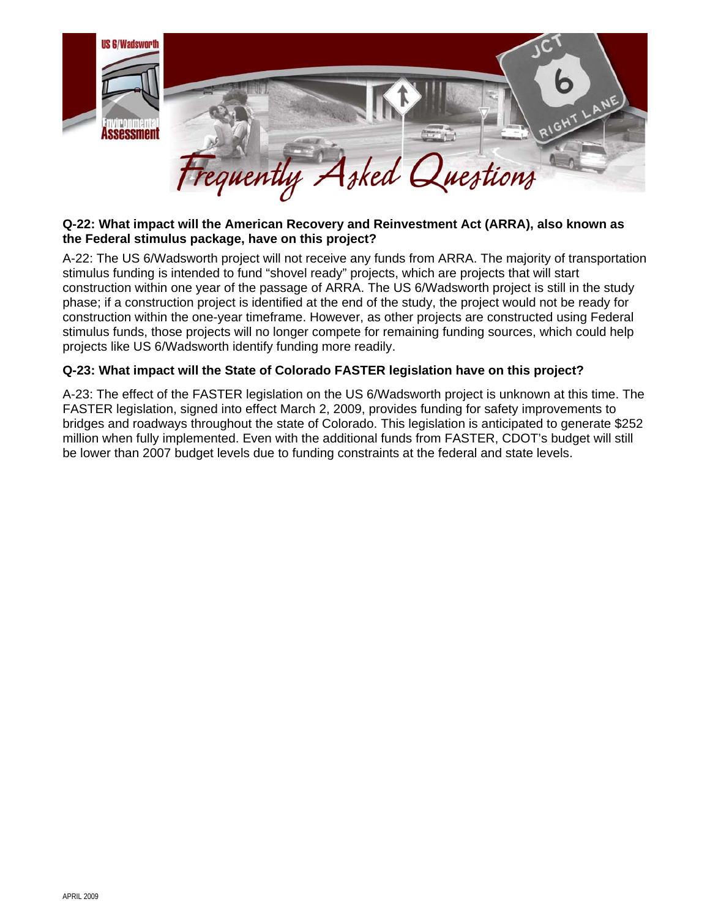**Q-22: What impact will the American Recovery and Reinvestment Act (ARRA), also known as the Federal stimulus package, have on this project?**

A-22: The US 6/Wadsworth project will not receive any funds from ARRA. The majority of transportation stimulus funding is intended to fund "shovel ready" projects, which are projects that will start construction within one year of the passage of ARRA. The US 6/Wadsworth project is still in the study phase; if a construction project is identified at the end of the study, the project would not be ready for construction within the one-year timeframe. However, as other projects are constructed using Federal stimulus funds, those projects will no longer compete for remaining funding sources, which could help projects like US 6/Wadsworth identify funding more readily.

**Q-23: What impact will the State of Colorado FASTER legislation have on this project?**

A-23: The effect of the FASTER legislation on the US 6/Wadsworth project is unknown at this time. The FASTER legislation, signed into effect March 2, 2009, provides funding for safety improvements to bridges and roadways throughout the state of Colorado. This legislation is anticipated to generate $252 million when fully implemented. Even with the additional funds from FASTER, CDOT's budget will still be lower than 2007 budget levels due to funding constraints at the federal and state levels.